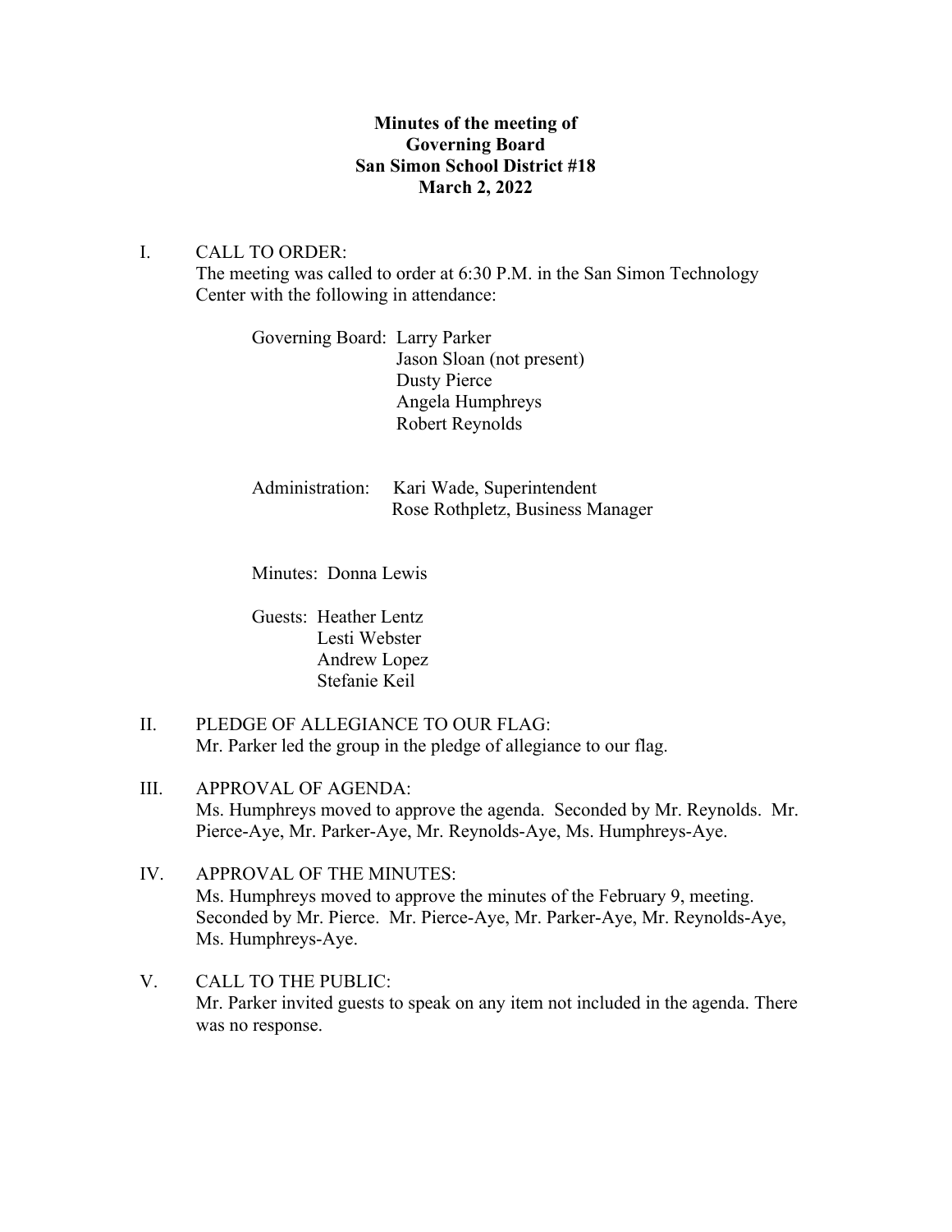**Minutes of the meeting of**
**Governing Board**
**San Simon School District #18**
**March 2, 2022**

I. CALL TO ORDER:
The meeting was called to order at 6:30 P.M. in the San Simon Technology Center with the following in attendance:

Governing Board: Larry Parker
Jason Sloan (not present)
Dusty Pierce
Angela Humphreys
Robert Reynolds

Administration: Kari Wade, Superintendent
Rose Rothpletz, Business Manager

Minutes: Donna Lewis

Guests: Heather Lentz
Lesti Webster
Andrew Lopez
Stefanie Keil

II. PLEDGE OF ALLEGIANCE TO OUR FLAG:
Mr. Parker led the group in the pledge of allegiance to our flag.

III. APPROVAL OF AGENDA:
Ms. Humphreys moved to approve the agenda. Seconded by Mr. Reynolds. Mr. Pierce-Aye, Mr. Parker-Aye, Mr. Reynolds-Aye, Ms. Humphreys-Aye.

IV. APPROVAL OF THE MINUTES:
Ms. Humphreys moved to approve the minutes of the February 9, meeting. Seconded by Mr. Pierce. Mr. Pierce-Aye, Mr. Parker-Aye, Mr. Reynolds-Aye, Ms. Humphreys-Aye.

V. CALL TO THE PUBLIC:
Mr. Parker invited guests to speak on any item not included in the agenda. There was no response.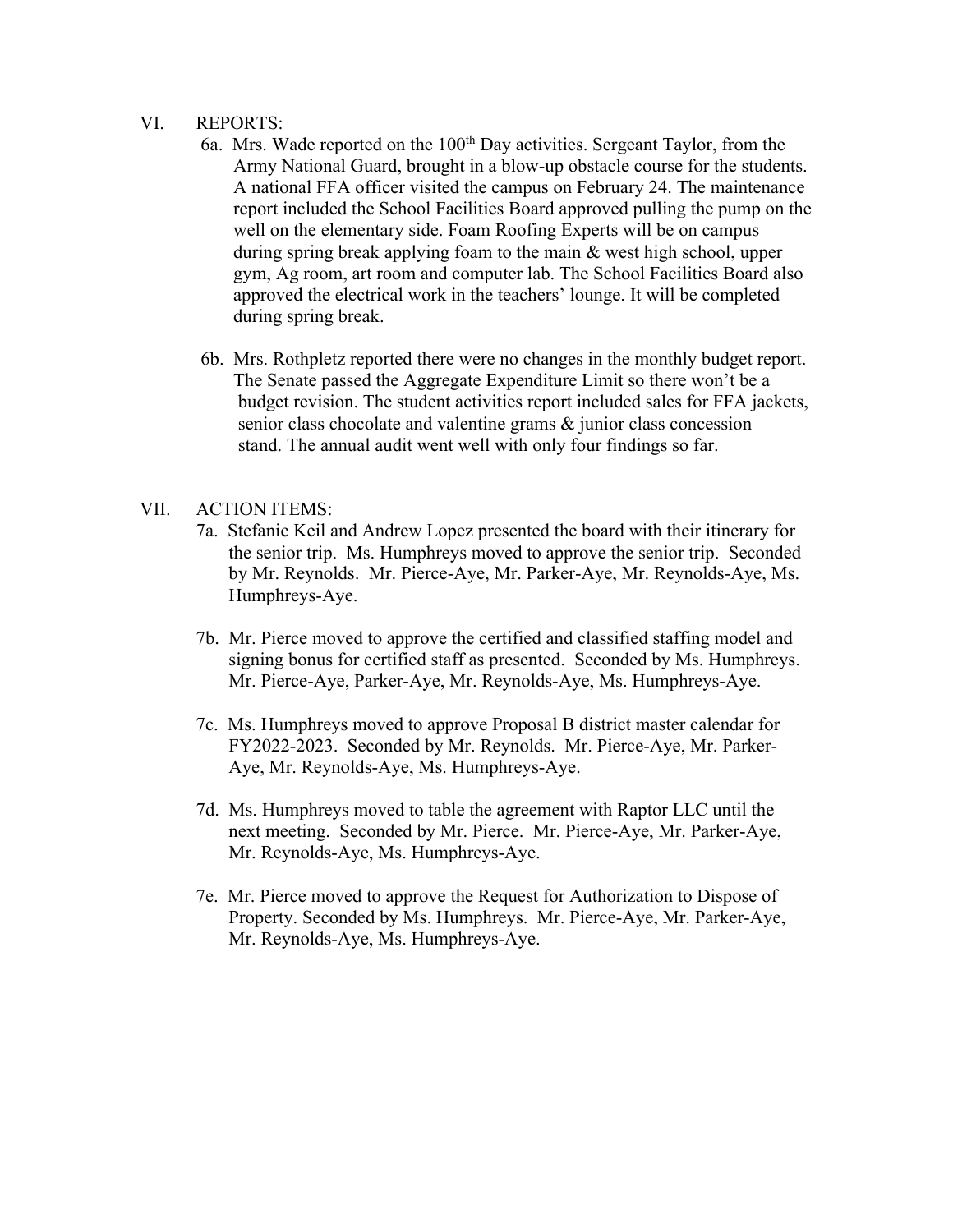## VI. REPORTS:

6a. Mrs. Wade reported on the 100th Day activities. Sergeant Taylor, from the Army National Guard, brought in a blow-up obstacle course for the students. A national FFA officer visited the campus on February 24. The maintenance report included the School Facilities Board approved pulling the pump on the well on the elementary side. Foam Roofing Experts will be on campus during spring break applying foam to the main & west high school, upper gym, Ag room, art room and computer lab. The School Facilities Board also approved the electrical work in the teachers' lounge. It will be completed during spring break.

6b. Mrs. Rothpletz reported there were no changes in the monthly budget report. The Senate passed the Aggregate Expenditure Limit so there won't be a budget revision. The student activities report included sales for FFA jackets, senior class chocolate and valentine grams & junior class concession stand. The annual audit went well with only four findings so far.

## VII. ACTION ITEMS:

7a. Stefanie Keil and Andrew Lopez presented the board with their itinerary for the senior trip. Ms. Humphreys moved to approve the senior trip. Seconded by Mr. Reynolds. Mr. Pierce-Aye, Mr. Parker-Aye, Mr. Reynolds-Aye, Ms. Humphreys-Aye.

7b. Mr. Pierce moved to approve the certified and classified staffing model and signing bonus for certified staff as presented. Seconded by Ms. Humphreys. Mr. Pierce-Aye, Parker-Aye, Mr. Reynolds-Aye, Ms. Humphreys-Aye.

7c. Ms. Humphreys moved to approve Proposal B district master calendar for FY2022-2023. Seconded by Mr. Reynolds. Mr. Pierce-Aye, Mr. Parker-Aye, Mr. Reynolds-Aye, Ms. Humphreys-Aye.

7d. Ms. Humphreys moved to table the agreement with Raptor LLC until the next meeting. Seconded by Mr. Pierce. Mr. Pierce-Aye, Mr. Parker-Aye, Mr. Reynolds-Aye, Ms. Humphreys-Aye.

7e. Mr. Pierce moved to approve the Request for Authorization to Dispose of Property. Seconded by Ms. Humphreys. Mr. Pierce-Aye, Mr. Parker-Aye, Mr. Reynolds-Aye, Ms. Humphreys-Aye.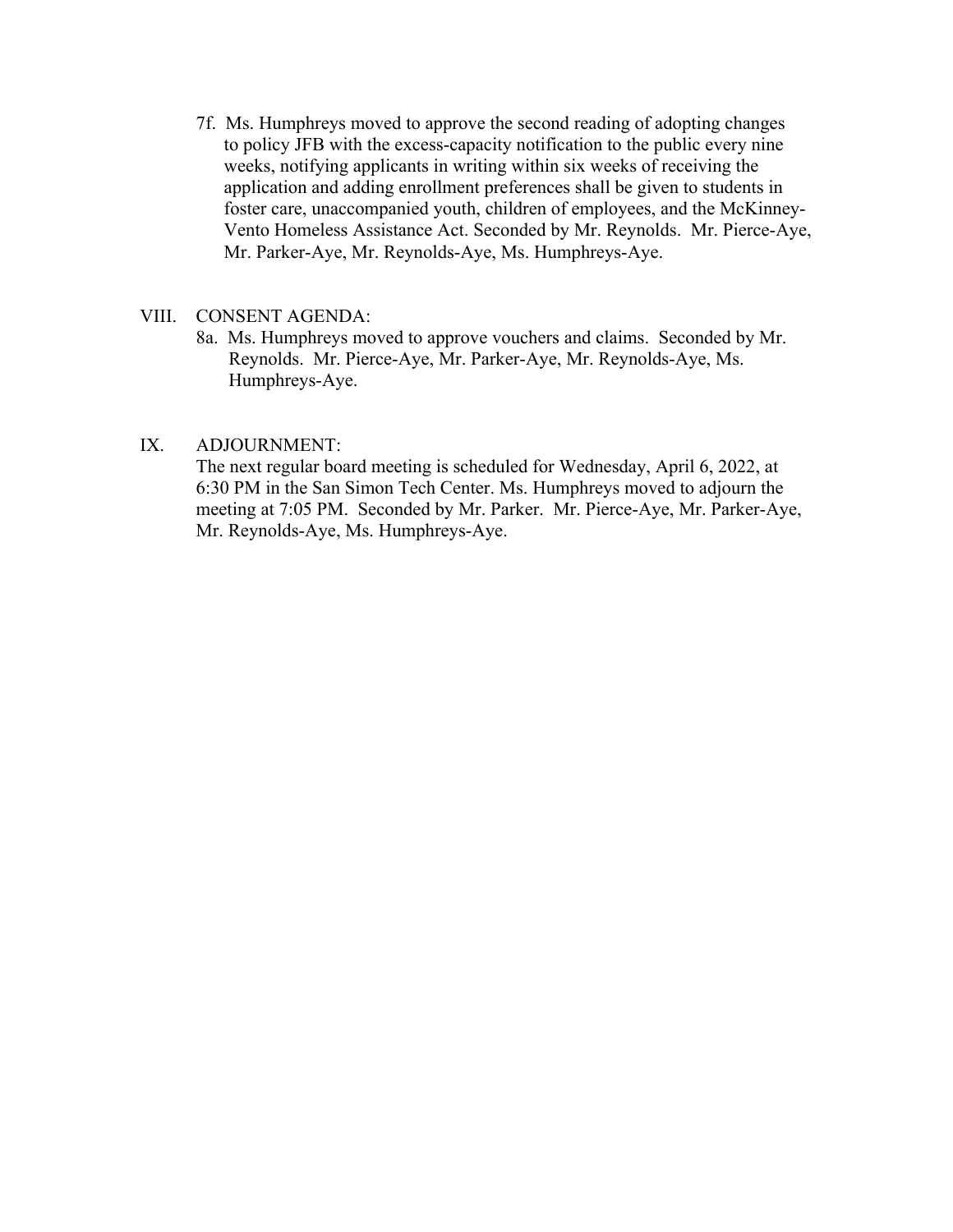7f. Ms. Humphreys moved to approve the second reading of adopting changes to policy JFB with the excess-capacity notification to the public every nine weeks, notifying applicants in writing within six weeks of receiving the application and adding enrollment preferences shall be given to students in foster care, unaccompanied youth, children of employees, and the McKinney-Vento Homeless Assistance Act. Seconded by Mr. Reynolds. Mr. Pierce-Aye, Mr. Parker-Aye, Mr. Reynolds-Aye, Ms. Humphreys-Aye.

VIII. CONSENT AGENDA:

8a. Ms. Humphreys moved to approve vouchers and claims. Seconded by Mr. Reynolds. Mr. Pierce-Aye, Mr. Parker-Aye, Mr. Reynolds-Aye, Ms. Humphreys-Aye.

IX. ADJOURNMENT:

The next regular board meeting is scheduled for Wednesday, April 6, 2022, at 6:30 PM in the San Simon Tech Center. Ms. Humphreys moved to adjourn the meeting at 7:05 PM. Seconded by Mr. Parker. Mr. Pierce-Aye, Mr. Parker-Aye, Mr. Reynolds-Aye, Ms. Humphreys-Aye.